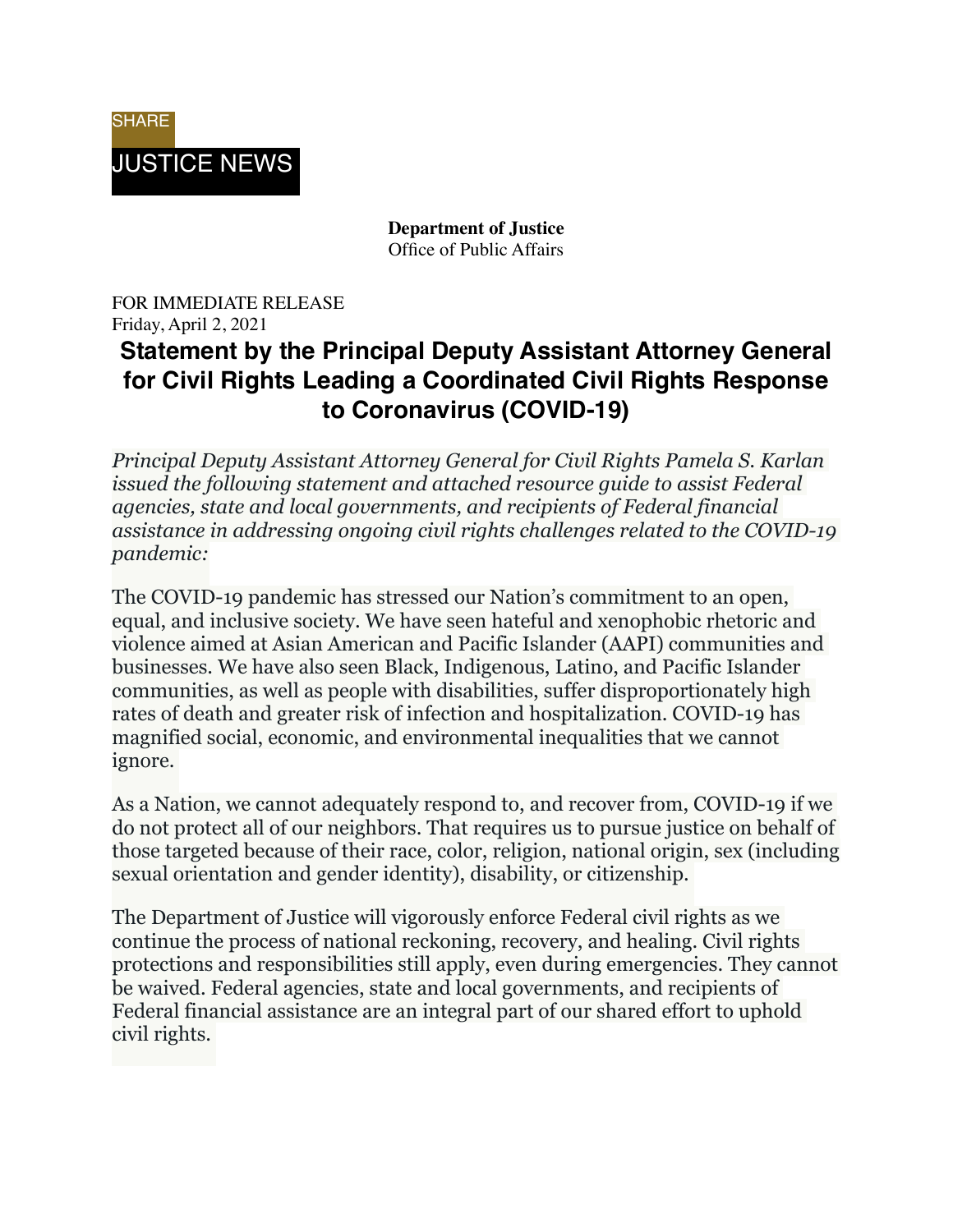SHARE

JUSTICE NEWS

**Department of Justice**
Office of Public Affairs

FOR IMMEDIATE RELEASE
Friday, April 2, 2021

# Statement by the Principal Deputy Assistant Attorney General for Civil Rights Leading a Coordinated Civil Rights Response to Coronavirus (COVID-19)

*Principal Deputy Assistant Attorney General for Civil Rights Pamela S. Karlan issued the following statement and attached resource guide to assist Federal agencies, state and local governments, and recipients of Federal financial assistance in addressing ongoing civil rights challenges related to the COVID-19 pandemic:*

The COVID-19 pandemic has stressed our Nation's commitment to an open, equal, and inclusive society. We have seen hateful and xenophobic rhetoric and violence aimed at Asian American and Pacific Islander (AAPI) communities and businesses. We have also seen Black, Indigenous, Latino, and Pacific Islander communities, as well as people with disabilities, suffer disproportionately high rates of death and greater risk of infection and hospitalization. COVID-19 has magnified social, economic, and environmental inequalities that we cannot ignore.

As a Nation, we cannot adequately respond to, and recover from, COVID-19 if we do not protect all of our neighbors. That requires us to pursue justice on behalf of those targeted because of their race, color, religion, national origin, sex (including sexual orientation and gender identity), disability, or citizenship.

The Department of Justice will vigorously enforce Federal civil rights as we continue the process of national reckoning, recovery, and healing. Civil rights protections and responsibilities still apply, even during emergencies. They cannot be waived. Federal agencies, state and local governments, and recipients of Federal financial assistance are an integral part of our shared effort to uphold civil rights.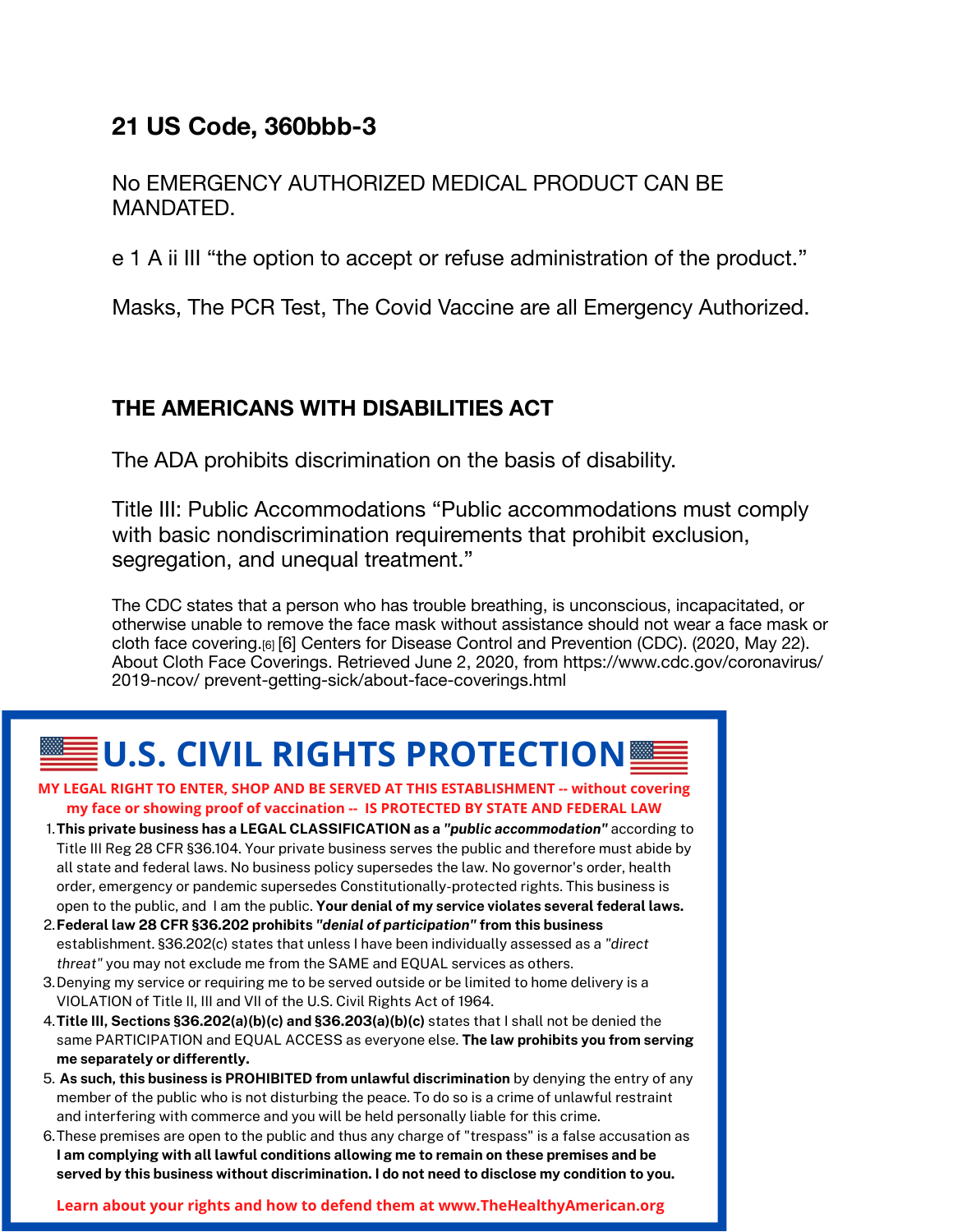## 21 US Code, 360bbb-3

No EMERGENCY AUTHORIZED MEDICAL PRODUCT CAN BE MANDATED.

e 1 A ii III "the option to accept or refuse administration of the product."

Masks, The PCR Test, The Covid Vaccine are all Emergency Authorized.

## THE AMERICANS WITH DISABILITIES ACT

The ADA prohibits discrimination on the basis of disability.

Title III: Public Accommodations "Public accommodations must comply with basic nondiscrimination requirements that prohibit exclusion, segregation, and unequal treatment."

The CDC states that a person who has trouble breathing, is unconscious, incapacitated, or otherwise unable to remove the face mask without assistance should not wear a face mask or cloth face covering.[6] [6] Centers for Disease Control and Prevention (CDC). (2020, May 22). About Cloth Face Coverings. Retrieved June 2, 2020, from https://www.cdc.gov/coronavirus/2019-ncov/ prevent-getting-sick/about-face-coverings.html

## U.S. CIVIL RIGHTS PROTECTION

**MY LEGAL RIGHT TO ENTER, SHOP AND BE SERVED AT THIS ESTABLISHMENT -- without covering my face or showing proof of vaccination -- IS PROTECTED BY STATE AND FEDERAL LAW**

1. **This private business has a LEGAL CLASSIFICATION as a *"public accommodation"*** according to Title III Reg 28 CFR §36.104. Your private business serves the public and therefore must abide by all state and federal laws. No business policy supersedes the law. No governor's order, health order, emergency or pandemic supersedes Constitutionally-protected rights. This business is open to the public, and I am the public. **Your denial of my service violates several federal laws.**
2. **Federal law 28 CFR §36.202 prohibits *"denial of participation"* from this business** establishment. §36.202(c) states that unless I have been individually assessed as a *"direct threat"* you may not exclude me from the SAME and EQUAL services as others.
3. Denying my service or requiring me to be served outside or be limited to home delivery is a VIOLATION of Title II, III and VII of the U.S. Civil Rights Act of 1964.
4. **Title III, Sections §36.202(a)(b)(c) and §36.203(a)(b)(c)** states that I shall not be denied the same PARTICIPATION and EQUAL ACCESS as everyone else. **The law prohibits you from serving me separately or differently.**
5. **As such, this business is PROHIBITED from unlawful discrimination** by denying the entry of any member of the public who is not disturbing the peace. To do so is a crime of unlawful restraint and interfering with commerce and you will be held personally liable for this crime.
6. These premises are open to the public and thus any charge of "trespass" is a false accusation as **I am complying with all lawful conditions allowing me to remain on these premises and be served by this business without discrimination. I do not need to disclose my condition to you.**

**Learn about your rights and how to defend them at www.TheHealthyAmerican.org**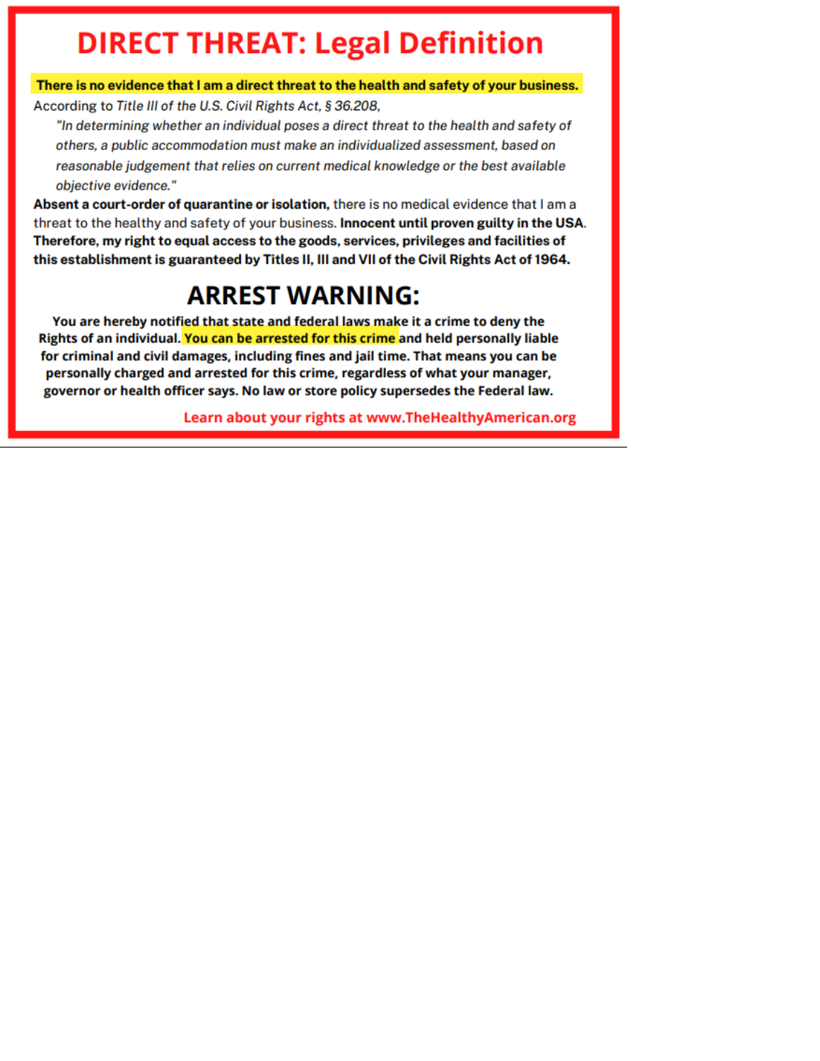# DIRECT THREAT: Legal Definition

**There is no evidence that I am a direct threat to the health and safety of your business.**

According to *Title III of the U.S. Civil Rights Act, § 36.208,*

> *"In determining whether an individual poses a direct threat to the health and safety of others, a public accommodation must make an individualized assessment, based on reasonable judgement that relies on current medical knowledge or the best available objective evidence."*

**Absent a court-order of quarantine or isolation,** there is no medical evidence that I am a threat to the healthy and safety of your business. **Innocent until proven guilty in the USA**. **Therefore, my right to equal access to the goods, services, privileges and facilities of this establishment is guaranteed by Titles II, III and VII of the Civil Rights Act of 1964.**

## ARREST WARNING:

**You are hereby notified that state and federal laws make it a crime to deny the Rights of an individual. You can be arrested for this crime and held personally liable for criminal and civil damages, including fines and jail time. That means you can be personally charged and arrested for this crime, regardless of what your manager, governor or health officer says. No law or store policy supersedes the Federal law.**

**Learn about your rights at www.TheHealthyAmerican.org**